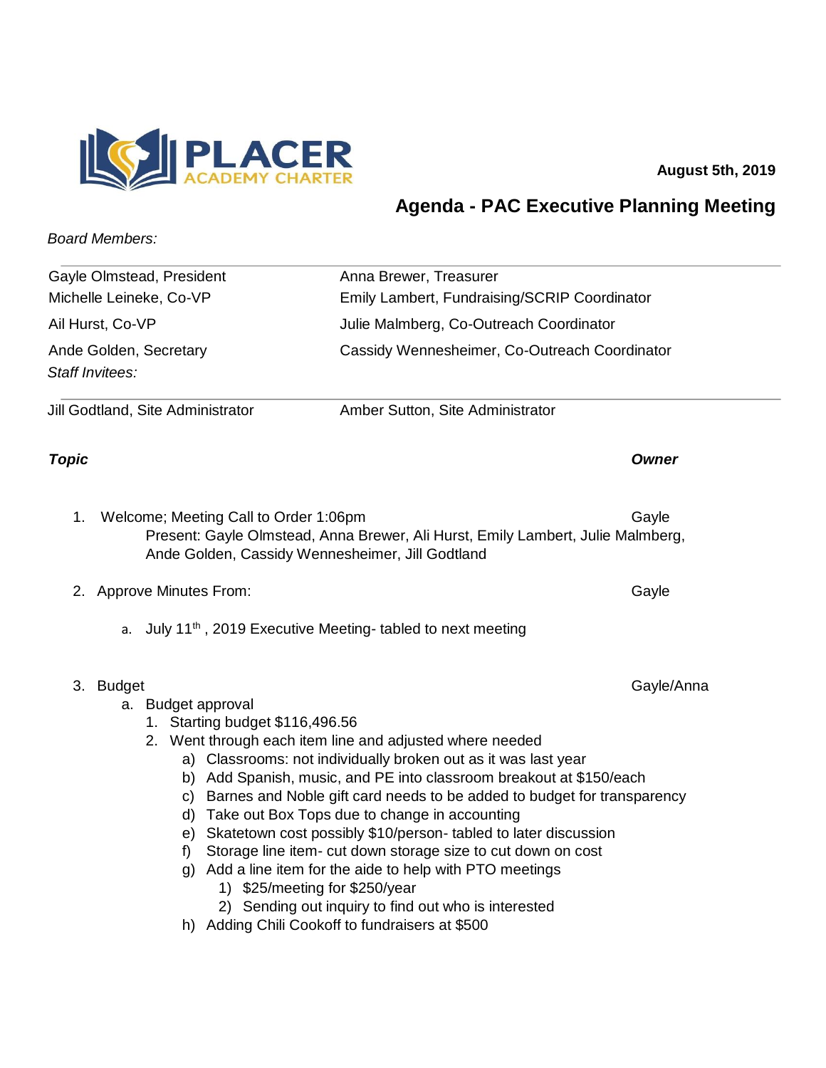PLACER
ACADEMY CHARTER

August 5th, 2019

## Agenda - PAC Executive Planning Meeting

*Board Members:*

| | |
|---|---|
| Gayle Olmstead, President | Anna Brewer, Treasurer |
| Michelle Leineke, Co-VP | Emily Lambert, Fundraising/SCRIP Coordinator |
| Ail Hurst, Co-VP | Julie Malmberg, Co-Outreach Coordinator |
| Ande Golden, Secretary | Cassidy Wennesheimer, Co-Outreach Coordinator |

*Staff Invitees:*

| | |
|---|---|
| Jill Godtland, Site Administrator | Amber Sutton, Site Administrator |

***Topic*** — ***Owner***

1. Welcome; Meeting Call to Order 1:06pm — Gayle
   Present: Gayle Olmstead, Anna Brewer, Ali Hurst, Emily Lambert, Julie Malmberg, Ande Golden, Cassidy Wennesheimer, Jill Godtland

2. Approve Minutes From: — Gayle
   a. July 11th , 2019 Executive Meeting- tabled to next meeting

3. Budget — Gayle/Anna
   a. Budget approval
      1. Starting budget $116,496.56
      2. Went through each item line and adjusted where needed
         a) Classrooms: not individually broken out as it was last year
         b) Add Spanish, music, and PE into classroom breakout at $150/each
         c) Barnes and Noble gift card needs to be added to budget for transparency
         d) Take out Box Tops due to change in accounting
         e) Skatetown cost possibly $10/person- tabled to later discussion
         f) Storage line item- cut down storage size to cut down on cost
         g) Add a line item for the aide to help with PTO meetings
            1) $25/meeting for $250/year
            2) Sending out inquiry to find out who is interested
         h) Adding Chili Cookoff to fundraisers at $500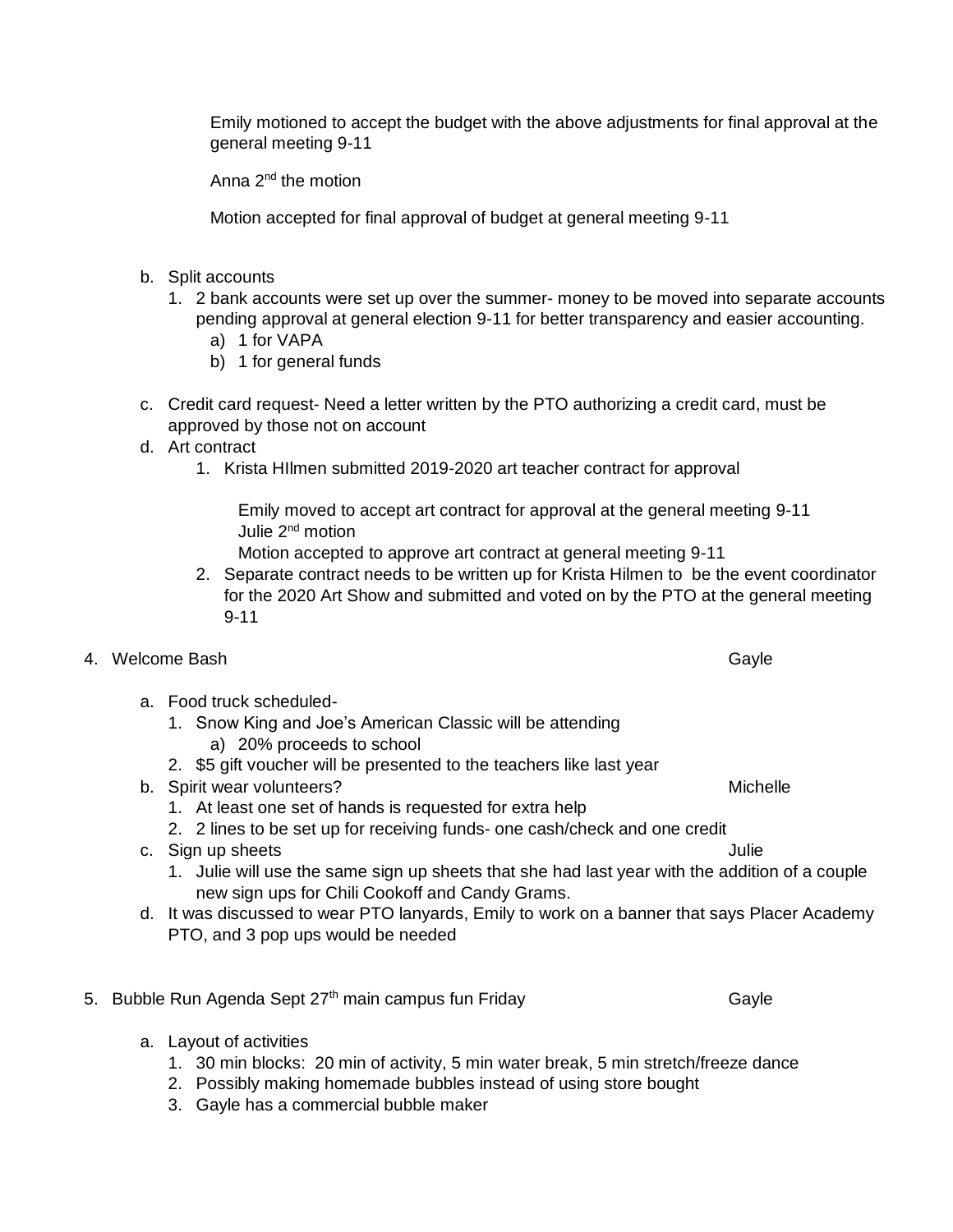Emily motioned to accept the budget with the above adjustments for final approval at the general meeting 9-11

Anna 2nd the motion

Motion accepted for final approval of budget at general meeting 9-11

b. Split accounts
   1. 2 bank accounts were set up over the summer- money to be moved into separate accounts pending approval at general election 9-11 for better transparency and easier accounting.
      a) 1 for VAPA
      b) 1 for general funds

c. Credit card request- Need a letter written by the PTO authorizing a credit card, must be approved by those not on account
d. Art contract
   1. Krista HIlmen submitted 2019-2020 art teacher contract for approval

      Emily moved to accept art contract for approval at the general meeting 9-11
      Julie 2nd motion
      Motion accepted to approve art contract at general meeting 9-11
   2. Separate contract needs to be written up for Krista Hilmen to be the event coordinator for the 2020 Art Show and submitted and voted on by the PTO at the general meeting 9-11

4. Welcome Bash — Gayle

   a. Food truck scheduled-
      1. Snow King and Joe's American Classic will be attending
         a) 20% proceeds to school
      2. $5 gift voucher will be presented to the teachers like last year
   b. Spirit wear volunteers? — Michelle
      1. At least one set of hands is requested for extra help
      2. 2 lines to be set up for receiving funds- one cash/check and one credit
   c. Sign up sheets — Julie
      1. Julie will use the same sign up sheets that she had last year with the addition of a couple new sign ups for Chili Cookoff and Candy Grams.
   d. It was discussed to wear PTO lanyards, Emily to work on a banner that says Placer Academy PTO, and 3 pop ups would be needed

5. Bubble Run Agenda Sept 27th main campus fun Friday — Gayle

   a. Layout of activities
      1. 30 min blocks: 20 min of activity, 5 min water break, 5 min stretch/freeze dance
      2. Possibly making homemade bubbles instead of using store bought
      3. Gayle has a commercial bubble maker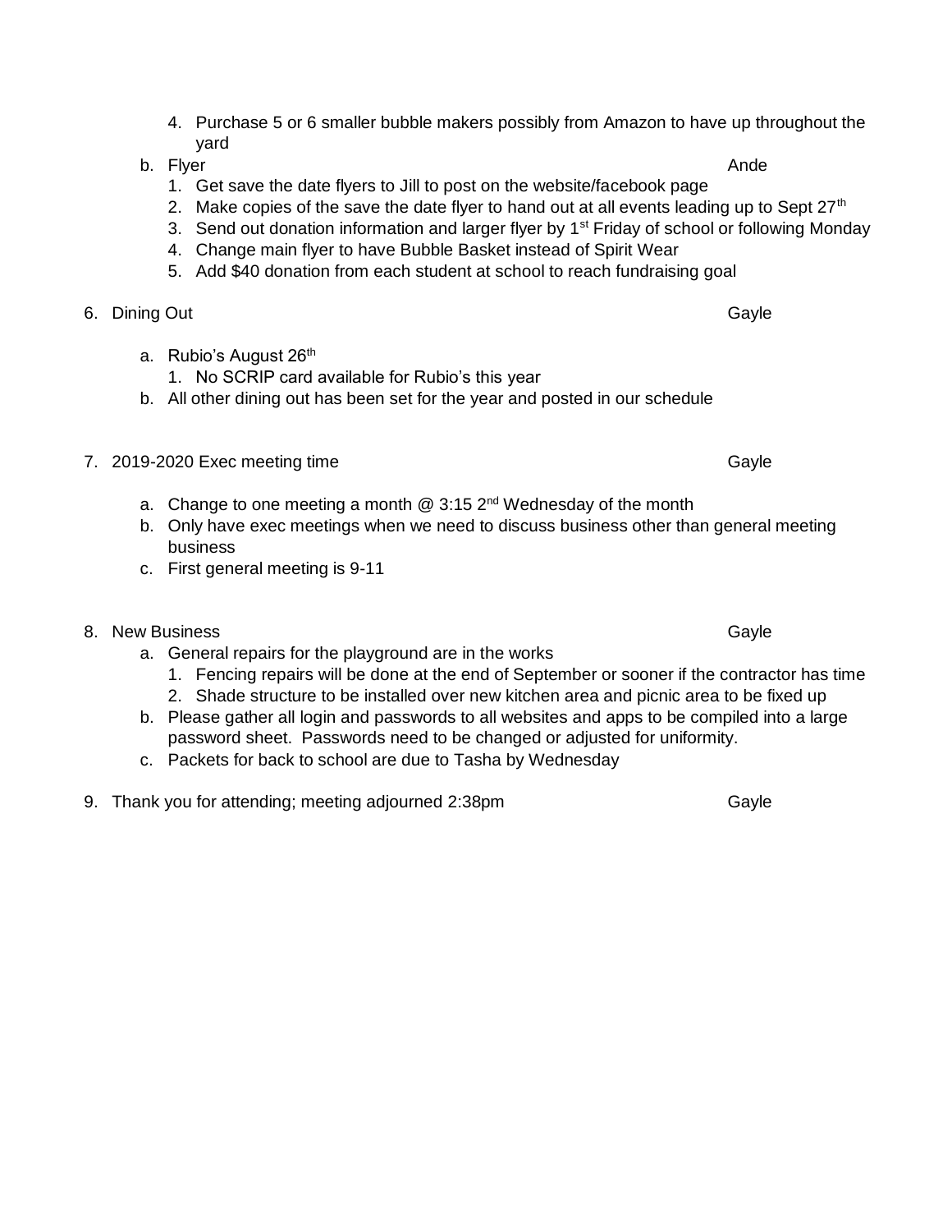4. Purchase 5 or 6 smaller bubble makers possibly from Amazon to have up throughout the yard

b. Flyer — Ande

1. Get save the date flyers to Jill to post on the website/facebook page
2. Make copies of the save the date flyer to hand out at all events leading up to Sept 27th
3. Send out donation information and larger flyer by 1st Friday of school or following Monday
4. Change main flyer to have Bubble Basket instead of Spirit Wear
5. Add $40 donation from each student at school to reach fundraising goal

6. Dining Out — Gayle

a. Rubio's August 26th

1. No SCRIP card available for Rubio's this year

b. All other dining out has been set for the year and posted in our schedule

7. 2019-2020 Exec meeting time — Gayle

a. Change to one meeting a month @ 3:15 2nd Wednesday of the month

b. Only have exec meetings when we need to discuss business other than general meeting business

c. First general meeting is 9-11

8. New Business — Gayle

a. General repairs for the playground are in the works

1. Fencing repairs will be done at the end of September or sooner if the contractor has time
2. Shade structure to be installed over new kitchen area and picnic area to be fixed up

b. Please gather all login and passwords to all websites and apps to be compiled into a large password sheet. Passwords need to be changed or adjusted for uniformity.

c. Packets for back to school are due to Tasha by Wednesday

9. Thank you for attending; meeting adjourned 2:38pm — Gayle